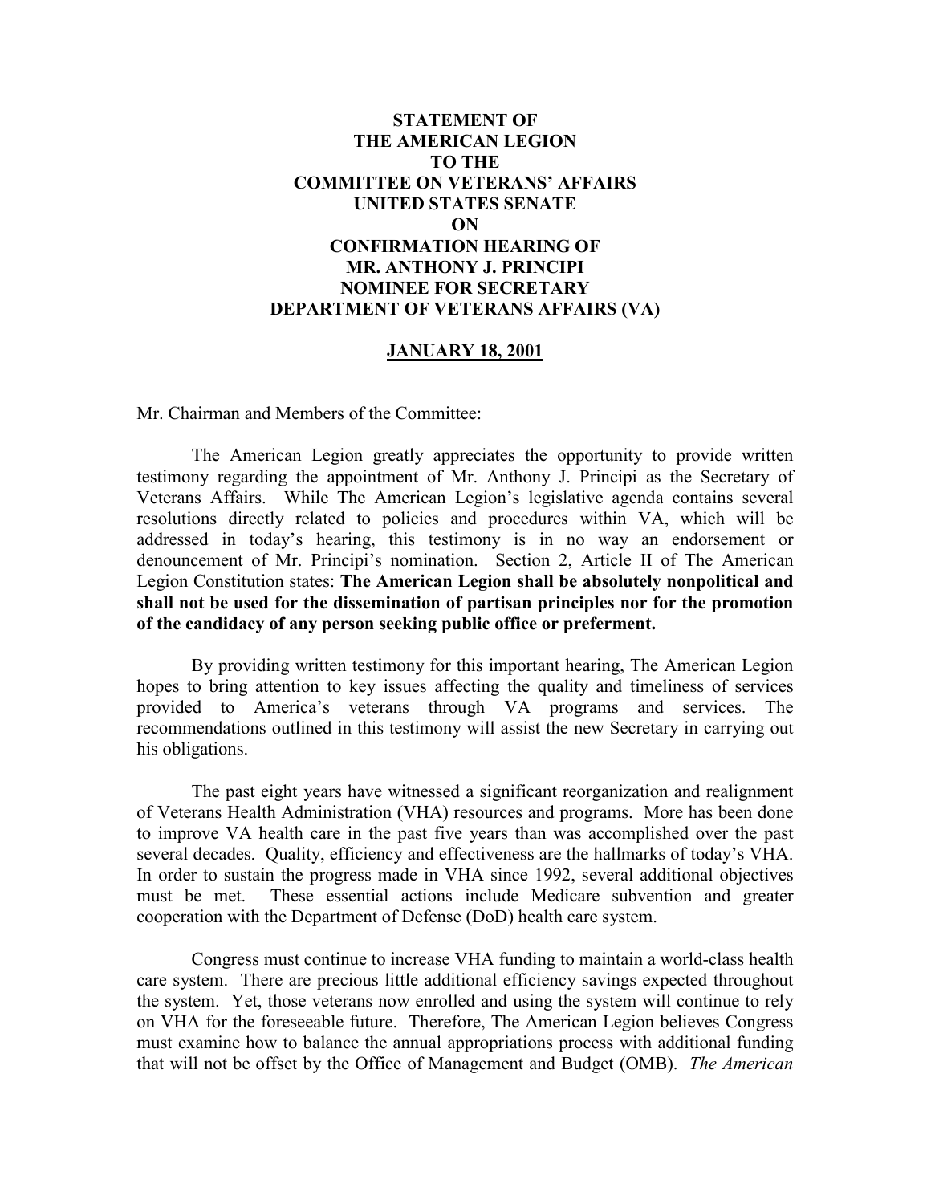**STATEMENT OF**
**THE AMERICAN LEGION**
**TO THE**
**COMMITTEE ON VETERANS' AFFAIRS**
**UNITED STATES SENATE**
**ON**
**CONFIRMATION HEARING OF**
**MR. ANTHONY J. PRINCIPI**
**NOMINEE FOR SECRETARY**
**DEPARTMENT OF VETERANS AFFAIRS (VA)**

**JANUARY 18, 2001**

Mr. Chairman and Members of the Committee:

The American Legion greatly appreciates the opportunity to provide written testimony regarding the appointment of Mr. Anthony J. Principi as the Secretary of Veterans Affairs. While The American Legion's legislative agenda contains several resolutions directly related to policies and procedures within VA, which will be addressed in today's hearing, this testimony is in no way an endorsement or denouncement of Mr. Principi's nomination. Section 2, Article II of The American Legion Constitution states: **The American Legion shall be absolutely nonpolitical and shall not be used for the dissemination of partisan principles nor for the promotion of the candidacy of any person seeking public office or preferment.**

By providing written testimony for this important hearing, The American Legion hopes to bring attention to key issues affecting the quality and timeliness of services provided to America's veterans through VA programs and services. The recommendations outlined in this testimony will assist the new Secretary in carrying out his obligations.

The past eight years have witnessed a significant reorganization and realignment of Veterans Health Administration (VHA) resources and programs. More has been done to improve VA health care in the past five years than was accomplished over the past several decades. Quality, efficiency and effectiveness are the hallmarks of today's VHA. In order to sustain the progress made in VHA since 1992, several additional objectives must be met. These essential actions include Medicare subvention and greater cooperation with the Department of Defense (DoD) health care system.

Congress must continue to increase VHA funding to maintain a world-class health care system. There are precious little additional efficiency savings expected throughout the system. Yet, those veterans now enrolled and using the system will continue to rely on VHA for the foreseeable future. Therefore, The American Legion believes Congress must examine how to balance the annual appropriations process with additional funding that will not be offset by the Office of Management and Budget (OMB). *The American*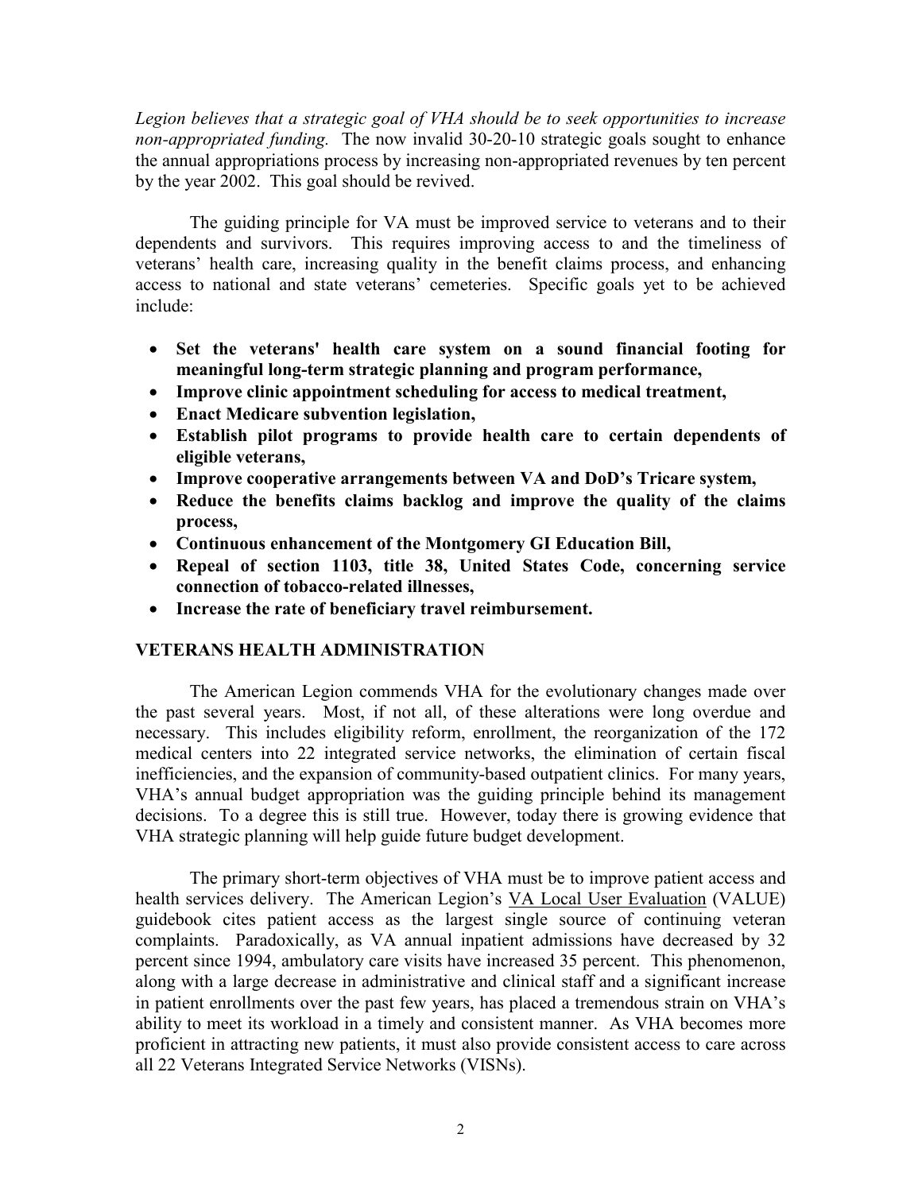*Legion believes that a strategic goal of VHA should be to seek opportunities to increase non-appropriated funding.* The now invalid 30-20-10 strategic goals sought to enhance the annual appropriations process by increasing non-appropriated revenues by ten percent by the year 2002. This goal should be revived.

The guiding principle for VA must be improved service to veterans and to their dependents and survivors. This requires improving access to and the timeliness of veterans' health care, increasing quality in the benefit claims process, and enhancing access to national and state veterans' cemeteries. Specific goals yet to be achieved include:

- **Set the veterans' health care system on a sound financial footing for meaningful long-term strategic planning and program performance,**
- **Improve clinic appointment scheduling for access to medical treatment,**
- **Enact Medicare subvention legislation,**
- **Establish pilot programs to provide health care to certain dependents of eligible veterans,**
- **Improve cooperative arrangements between VA and DoD's Tricare system,**
- **Reduce the benefits claims backlog and improve the quality of the claims process,**
- **Continuous enhancement of the Montgomery GI Education Bill,**
- **Repeal of section 1103, title 38, United States Code, concerning service connection of tobacco-related illnesses,**
- **Increase the rate of beneficiary travel reimbursement.**

## VETERANS HEALTH ADMINISTRATION

The American Legion commends VHA for the evolutionary changes made over the past several years. Most, if not all, of these alterations were long overdue and necessary. This includes eligibility reform, enrollment, the reorganization of the 172 medical centers into 22 integrated service networks, the elimination of certain fiscal inefficiencies, and the expansion of community-based outpatient clinics. For many years, VHA's annual budget appropriation was the guiding principle behind its management decisions. To a degree this is still true. However, today there is growing evidence that VHA strategic planning will help guide future budget development.

The primary short-term objectives of VHA must be to improve patient access and health services delivery. The American Legion's VA Local User Evaluation (VALUE) guidebook cites patient access as the largest single source of continuing veteran complaints. Paradoxically, as VA annual inpatient admissions have decreased by 32 percent since 1994, ambulatory care visits have increased 35 percent. This phenomenon, along with a large decrease in administrative and clinical staff and a significant increase in patient enrollments over the past few years, has placed a tremendous strain on VHA's ability to meet its workload in a timely and consistent manner. As VHA becomes more proficient in attracting new patients, it must also provide consistent access to care across all 22 Veterans Integrated Service Networks (VISNs).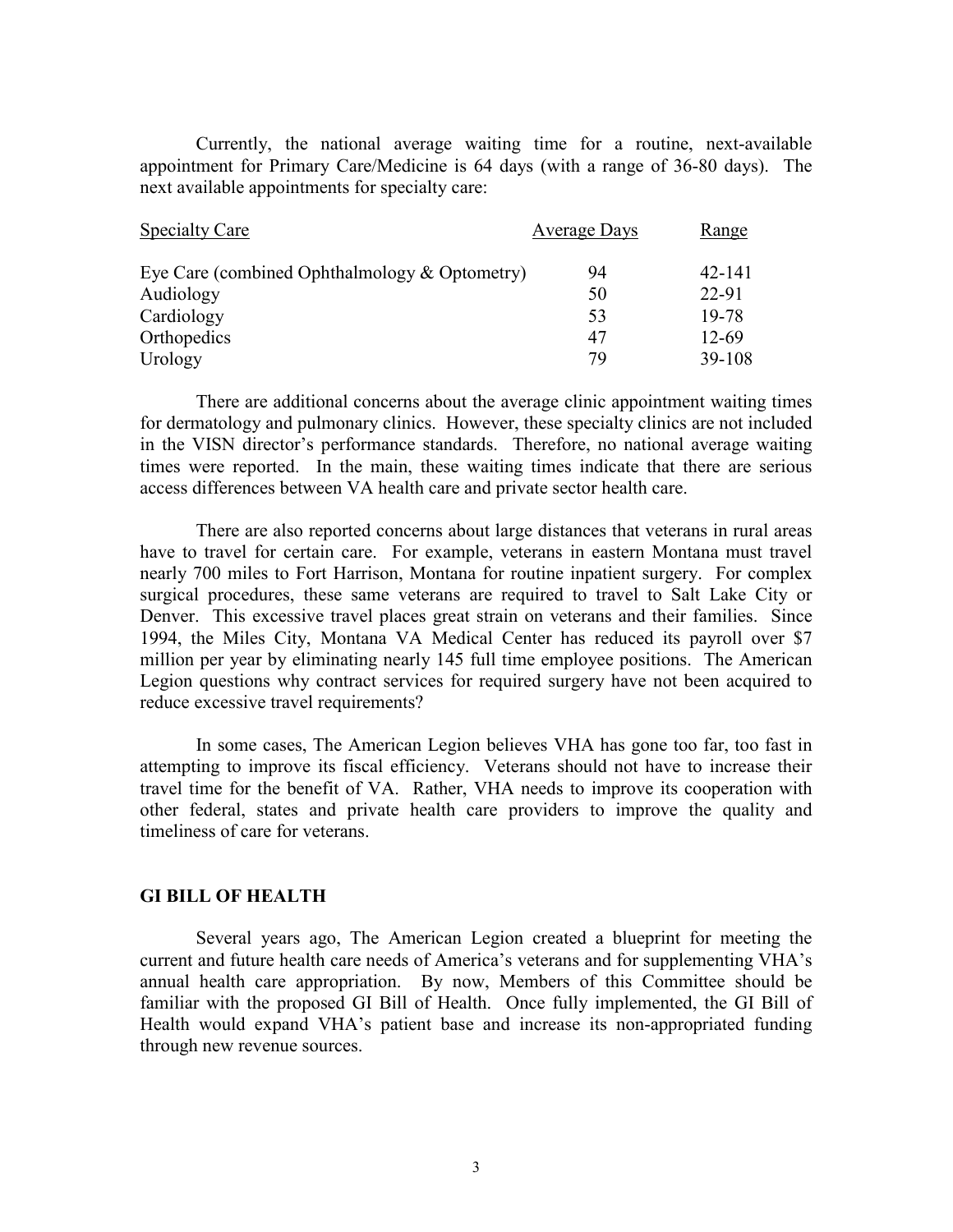Currently, the national average waiting time for a routine, next-available appointment for Primary Care/Medicine is 64 days (with a range of 36-80 days). The next available appointments for specialty care:

| Specialty Care | Average Days | Range |
|---|---|---|
| Eye Care (combined Ophthalmology & Optometry) | 94 | 42-141 |
| Audiology | 50 | 22-91 |
| Cardiology | 53 | 19-78 |
| Orthopedics | 47 | 12-69 |
| Urology | 79 | 39-108 |

There are additional concerns about the average clinic appointment waiting times for dermatology and pulmonary clinics. However, these specialty clinics are not included in the VISN director's performance standards. Therefore, no national average waiting times were reported. In the main, these waiting times indicate that there are serious access differences between VA health care and private sector health care.

There are also reported concerns about large distances that veterans in rural areas have to travel for certain care. For example, veterans in eastern Montana must travel nearly 700 miles to Fort Harrison, Montana for routine inpatient surgery. For complex surgical procedures, these same veterans are required to travel to Salt Lake City or Denver. This excessive travel places great strain on veterans and their families. Since 1994, the Miles City, Montana VA Medical Center has reduced its payroll over $7 million per year by eliminating nearly 145 full time employee positions. The American Legion questions why contract services for required surgery have not been acquired to reduce excessive travel requirements?

In some cases, The American Legion believes VHA has gone too far, too fast in attempting to improve its fiscal efficiency. Veterans should not have to increase their travel time for the benefit of VA. Rather, VHA needs to improve its cooperation with other federal, states and private health care providers to improve the quality and timeliness of care for veterans.

## GI BILL OF HEALTH

Several years ago, The American Legion created a blueprint for meeting the current and future health care needs of America's veterans and for supplementing VHA's annual health care appropriation. By now, Members of this Committee should be familiar with the proposed GI Bill of Health. Once fully implemented, the GI Bill of Health would expand VHA's patient base and increase its non-appropriated funding through new revenue sources.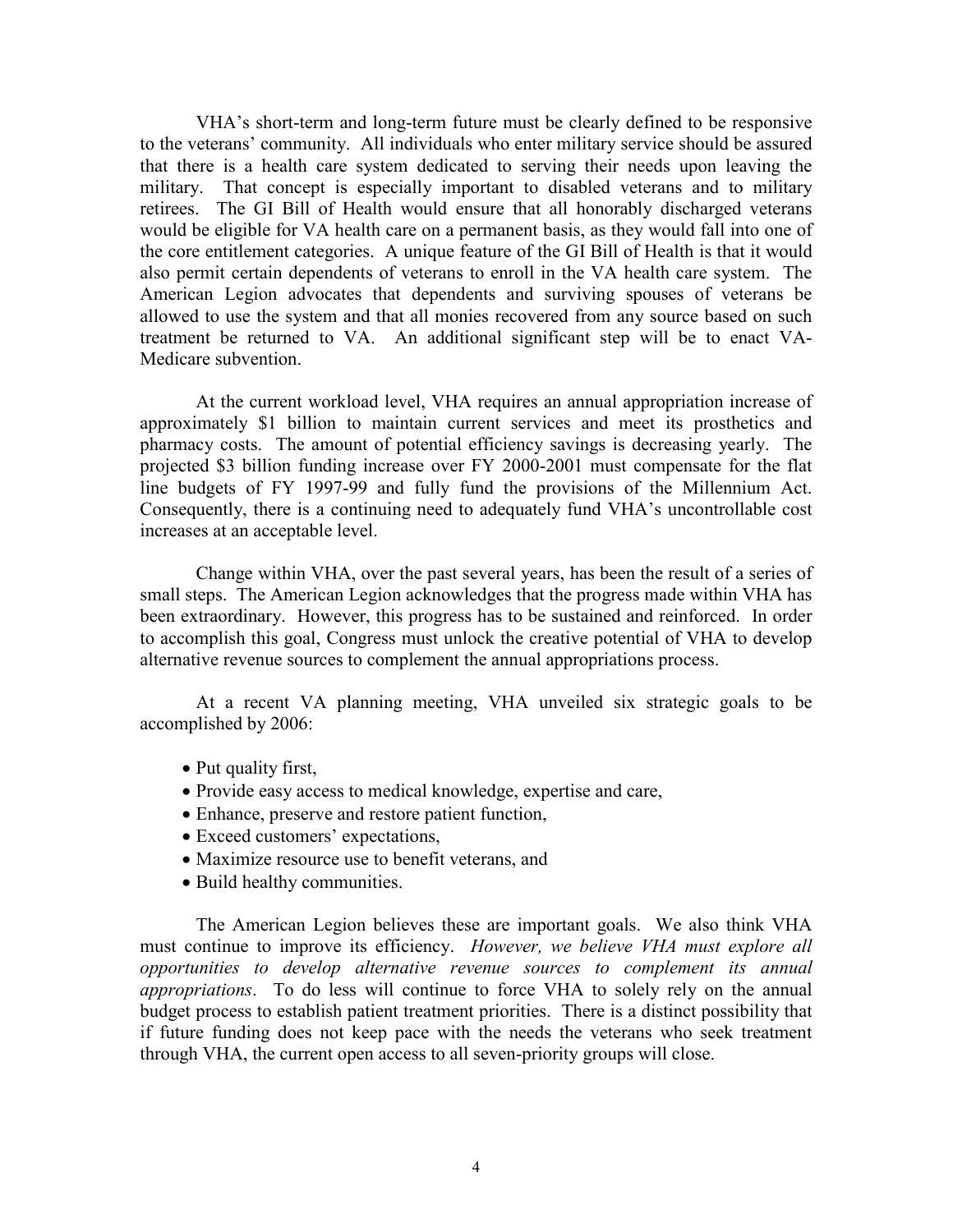VHA's short-term and long-term future must be clearly defined to be responsive to the veterans' community. All individuals who enter military service should be assured that there is a health care system dedicated to serving their needs upon leaving the military. That concept is especially important to disabled veterans and to military retirees. The GI Bill of Health would ensure that all honorably discharged veterans would be eligible for VA health care on a permanent basis, as they would fall into one of the core entitlement categories. A unique feature of the GI Bill of Health is that it would also permit certain dependents of veterans to enroll in the VA health care system. The American Legion advocates that dependents and surviving spouses of veterans be allowed to use the system and that all monies recovered from any source based on such treatment be returned to VA. An additional significant step will be to enact VA-Medicare subvention.

At the current workload level, VHA requires an annual appropriation increase of approximately $1 billion to maintain current services and meet its prosthetics and pharmacy costs. The amount of potential efficiency savings is decreasing yearly. The projected $3 billion funding increase over FY 2000-2001 must compensate for the flat line budgets of FY 1997-99 and fully fund the provisions of the Millennium Act. Consequently, there is a continuing need to adequately fund VHA's uncontrollable cost increases at an acceptable level.

Change within VHA, over the past several years, has been the result of a series of small steps. The American Legion acknowledges that the progress made within VHA has been extraordinary. However, this progress has to be sustained and reinforced. In order to accomplish this goal, Congress must unlock the creative potential of VHA to develop alternative revenue sources to complement the annual appropriations process.

At a recent VA planning meeting, VHA unveiled six strategic goals to be accomplished by 2006:

- Put quality first,
- Provide easy access to medical knowledge, expertise and care,
- Enhance, preserve and restore patient function,
- Exceed customers' expectations,
- Maximize resource use to benefit veterans, and
- Build healthy communities.

The American Legion believes these are important goals. We also think VHA must continue to improve its efficiency. *However, we believe VHA must explore all opportunities to develop alternative revenue sources to complement its annual appropriations*. To do less will continue to force VHA to solely rely on the annual budget process to establish patient treatment priorities. There is a distinct possibility that if future funding does not keep pace with the needs the veterans who seek treatment through VHA, the current open access to all seven-priority groups will close.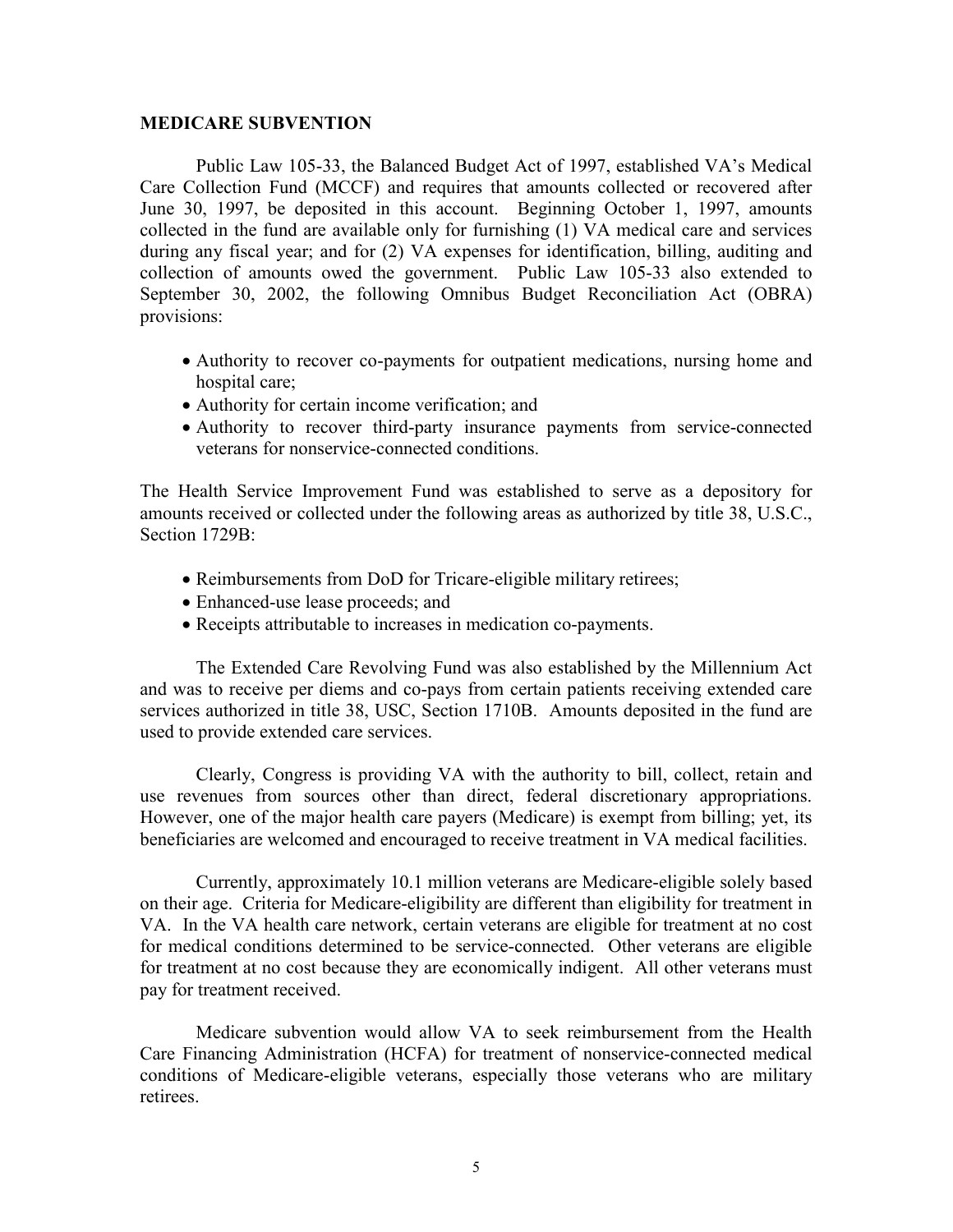## MEDICARE SUBVENTION

Public Law 105-33, the Balanced Budget Act of 1997, established VA's Medical Care Collection Fund (MCCF) and requires that amounts collected or recovered after June 30, 1997, be deposited in this account. Beginning October 1, 1997, amounts collected in the fund are available only for furnishing (1) VA medical care and services during any fiscal year; and for (2) VA expenses for identification, billing, auditing and collection of amounts owed the government. Public Law 105-33 also extended to September 30, 2002, the following Omnibus Budget Reconciliation Act (OBRA) provisions:

- Authority to recover co-payments for outpatient medications, nursing home and hospital care;
- Authority for certain income verification; and
- Authority to recover third-party insurance payments from service-connected veterans for nonservice-connected conditions.

The Health Service Improvement Fund was established to serve as a depository for amounts received or collected under the following areas as authorized by title 38, U.S.C., Section 1729B:

- Reimbursements from DoD for Tricare-eligible military retirees;
- Enhanced-use lease proceeds; and
- Receipts attributable to increases in medication co-payments.

The Extended Care Revolving Fund was also established by the Millennium Act and was to receive per diems and co-pays from certain patients receiving extended care services authorized in title 38, USC, Section 1710B. Amounts deposited in the fund are used to provide extended care services.

Clearly, Congress is providing VA with the authority to bill, collect, retain and use revenues from sources other than direct, federal discretionary appropriations. However, one of the major health care payers (Medicare) is exempt from billing; yet, its beneficiaries are welcomed and encouraged to receive treatment in VA medical facilities.

Currently, approximately 10.1 million veterans are Medicare-eligible solely based on their age. Criteria for Medicare-eligibility are different than eligibility for treatment in VA. In the VA health care network, certain veterans are eligible for treatment at no cost for medical conditions determined to be service-connected. Other veterans are eligible for treatment at no cost because they are economically indigent. All other veterans must pay for treatment received.

Medicare subvention would allow VA to seek reimbursement from the Health Care Financing Administration (HCFA) for treatment of nonservice-connected medical conditions of Medicare-eligible veterans, especially those veterans who are military retirees.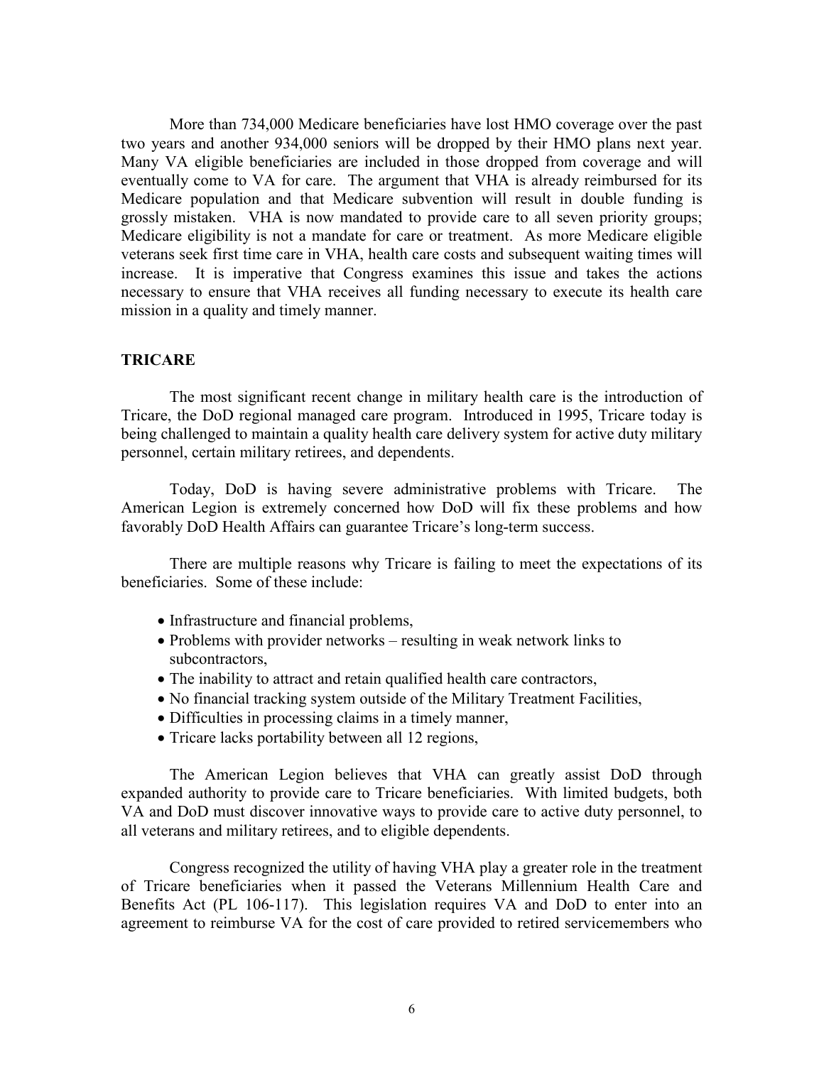More than 734,000 Medicare beneficiaries have lost HMO coverage over the past two years and another 934,000 seniors will be dropped by their HMO plans next year. Many VA eligible beneficiaries are included in those dropped from coverage and will eventually come to VA for care. The argument that VHA is already reimbursed for its Medicare population and that Medicare subvention will result in double funding is grossly mistaken. VHA is now mandated to provide care to all seven priority groups; Medicare eligibility is not a mandate for care or treatment. As more Medicare eligible veterans seek first time care in VHA, health care costs and subsequent waiting times will increase. It is imperative that Congress examines this issue and takes the actions necessary to ensure that VHA receives all funding necessary to execute its health care mission in a quality and timely manner.

**TRICARE**

The most significant recent change in military health care is the introduction of Tricare, the DoD regional managed care program. Introduced in 1995, Tricare today is being challenged to maintain a quality health care delivery system for active duty military personnel, certain military retirees, and dependents.

Today, DoD is having severe administrative problems with Tricare. The American Legion is extremely concerned how DoD will fix these problems and how favorably DoD Health Affairs can guarantee Tricare's long-term success.

There are multiple reasons why Tricare is failing to meet the expectations of its beneficiaries. Some of these include:

- Infrastructure and financial problems,
- Problems with provider networks – resulting in weak network links to subcontractors,
- The inability to attract and retain qualified health care contractors,
- No financial tracking system outside of the Military Treatment Facilities,
- Difficulties in processing claims in a timely manner,
- Tricare lacks portability between all 12 regions,

The American Legion believes that VHA can greatly assist DoD through expanded authority to provide care to Tricare beneficiaries. With limited budgets, both VA and DoD must discover innovative ways to provide care to active duty personnel, to all veterans and military retirees, and to eligible dependents.

Congress recognized the utility of having VHA play a greater role in the treatment of Tricare beneficiaries when it passed the Veterans Millennium Health Care and Benefits Act (PL 106-117). This legislation requires VA and DoD to enter into an agreement to reimburse VA for the cost of care provided to retired servicemembers who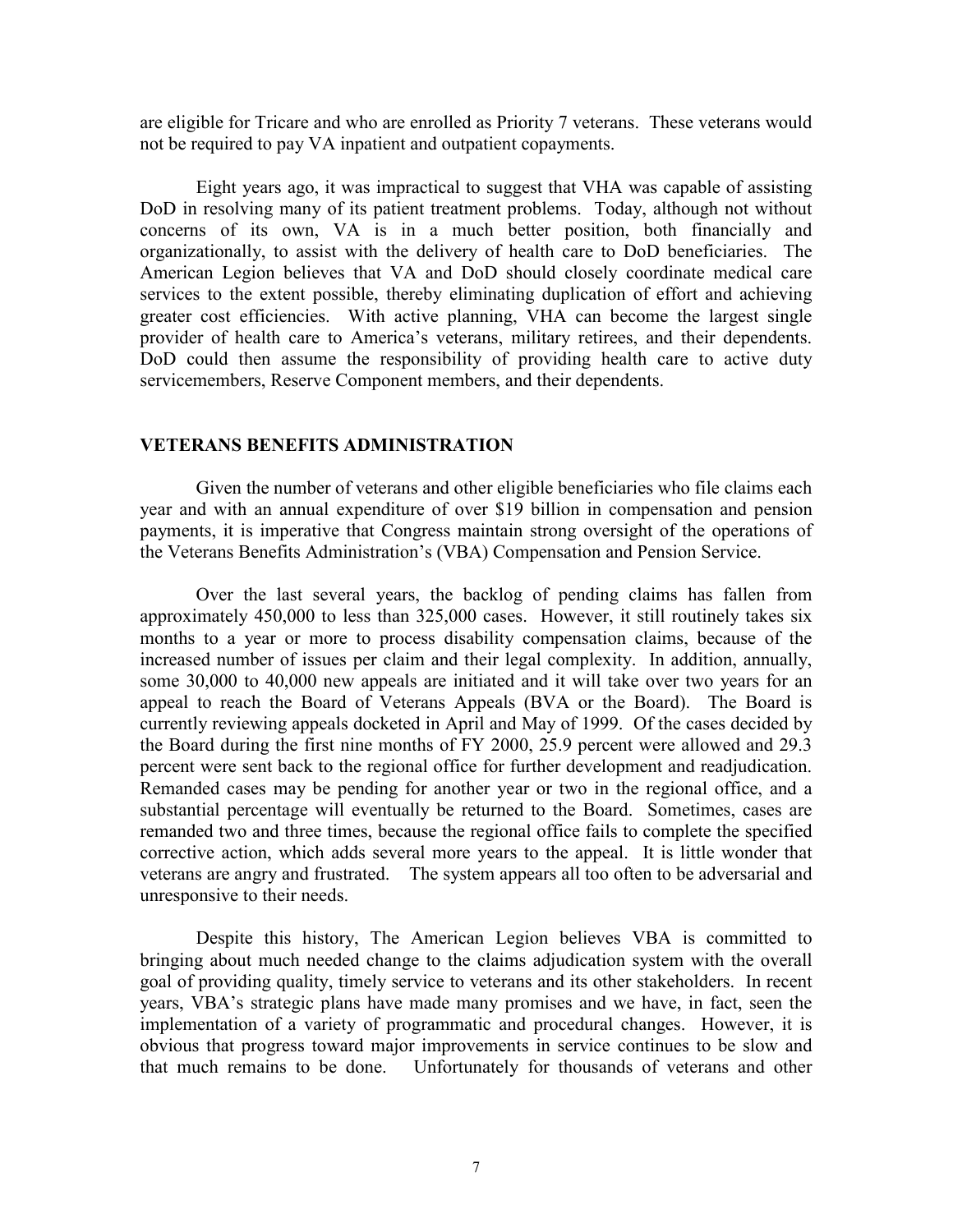are eligible for Tricare and who are enrolled as Priority 7 veterans. These veterans would not be required to pay VA inpatient and outpatient copayments.

Eight years ago, it was impractical to suggest that VHA was capable of assisting DoD in resolving many of its patient treatment problems. Today, although not without concerns of its own, VA is in a much better position, both financially and organizationally, to assist with the delivery of health care to DoD beneficiaries. The American Legion believes that VA and DoD should closely coordinate medical care services to the extent possible, thereby eliminating duplication of effort and achieving greater cost efficiencies. With active planning, VHA can become the largest single provider of health care to America's veterans, military retirees, and their dependents. DoD could then assume the responsibility of providing health care to active duty servicemembers, Reserve Component members, and their dependents.

## VETERANS BENEFITS ADMINISTRATION

Given the number of veterans and other eligible beneficiaries who file claims each year and with an annual expenditure of over $19 billion in compensation and pension payments, it is imperative that Congress maintain strong oversight of the operations of the Veterans Benefits Administration's (VBA) Compensation and Pension Service.

Over the last several years, the backlog of pending claims has fallen from approximately 450,000 to less than 325,000 cases. However, it still routinely takes six months to a year or more to process disability compensation claims, because of the increased number of issues per claim and their legal complexity. In addition, annually, some 30,000 to 40,000 new appeals are initiated and it will take over two years for an appeal to reach the Board of Veterans Appeals (BVA or the Board). The Board is currently reviewing appeals docketed in April and May of 1999. Of the cases decided by the Board during the first nine months of FY 2000, 25.9 percent were allowed and 29.3 percent were sent back to the regional office for further development and readjudication. Remanded cases may be pending for another year or two in the regional office, and a substantial percentage will eventually be returned to the Board. Sometimes, cases are remanded two and three times, because the regional office fails to complete the specified corrective action, which adds several more years to the appeal. It is little wonder that veterans are angry and frustrated. The system appears all too often to be adversarial and unresponsive to their needs.

Despite this history, The American Legion believes VBA is committed to bringing about much needed change to the claims adjudication system with the overall goal of providing quality, timely service to veterans and its other stakeholders. In recent years, VBA's strategic plans have made many promises and we have, in fact, seen the implementation of a variety of programmatic and procedural changes. However, it is obvious that progress toward major improvements in service continues to be slow and that much remains to be done. Unfortunately for thousands of veterans and other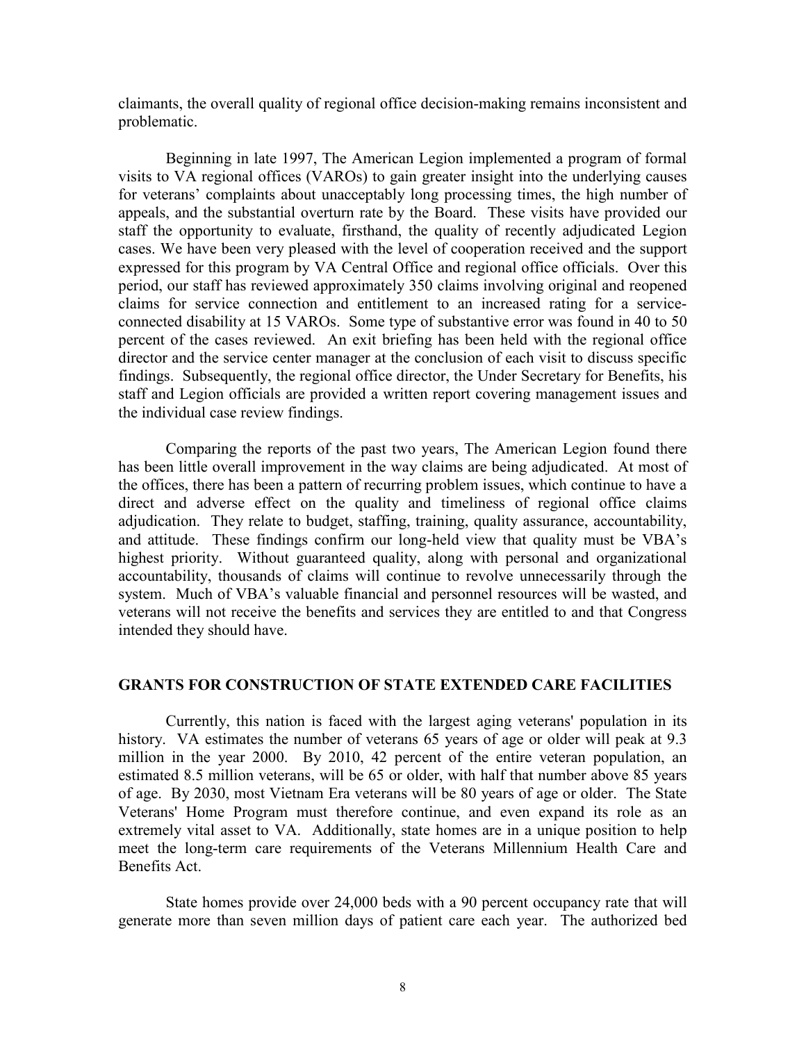claimants, the overall quality of regional office decision-making remains inconsistent and problematic.

Beginning in late 1997, The American Legion implemented a program of formal visits to VA regional offices (VAROs) to gain greater insight into the underlying causes for veterans' complaints about unacceptably long processing times, the high number of appeals, and the substantial overturn rate by the Board. These visits have provided our staff the opportunity to evaluate, firsthand, the quality of recently adjudicated Legion cases. We have been very pleased with the level of cooperation received and the support expressed for this program by VA Central Office and regional office officials. Over this period, our staff has reviewed approximately 350 claims involving original and reopened claims for service connection and entitlement to an increased rating for a service-connected disability at 15 VAROs. Some type of substantive error was found in 40 to 50 percent of the cases reviewed. An exit briefing has been held with the regional office director and the service center manager at the conclusion of each visit to discuss specific findings. Subsequently, the regional office director, the Under Secretary for Benefits, his staff and Legion officials are provided a written report covering management issues and the individual case review findings.

Comparing the reports of the past two years, The American Legion found there has been little overall improvement in the way claims are being adjudicated. At most of the offices, there has been a pattern of recurring problem issues, which continue to have a direct and adverse effect on the quality and timeliness of regional office claims adjudication. They relate to budget, staffing, training, quality assurance, accountability, and attitude. These findings confirm our long-held view that quality must be VBA's highest priority. Without guaranteed quality, along with personal and organizational accountability, thousands of claims will continue to revolve unnecessarily through the system. Much of VBA's valuable financial and personnel resources will be wasted, and veterans will not receive the benefits and services they are entitled to and that Congress intended they should have.

## GRANTS FOR CONSTRUCTION OF STATE EXTENDED CARE FACILITIES

Currently, this nation is faced with the largest aging veterans' population in its history. VA estimates the number of veterans 65 years of age or older will peak at 9.3 million in the year 2000. By 2010, 42 percent of the entire veteran population, an estimated 8.5 million veterans, will be 65 or older, with half that number above 85 years of age. By 2030, most Vietnam Era veterans will be 80 years of age or older. The State Veterans' Home Program must therefore continue, and even expand its role as an extremely vital asset to VA. Additionally, state homes are in a unique position to help meet the long-term care requirements of the Veterans Millennium Health Care and Benefits Act.

State homes provide over 24,000 beds with a 90 percent occupancy rate that will generate more than seven million days of patient care each year. The authorized bed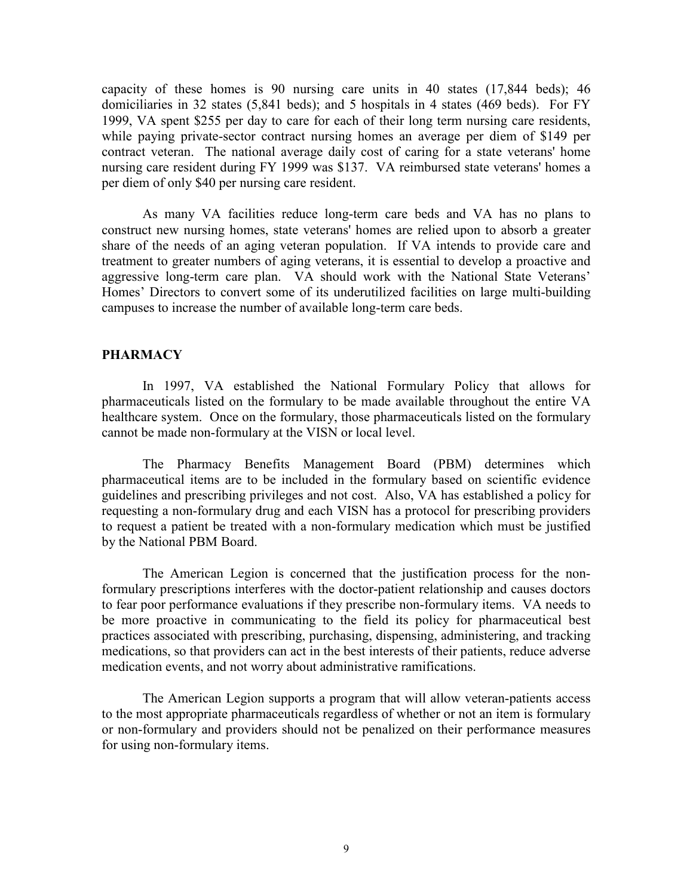capacity of these homes is 90 nursing care units in 40 states (17,844 beds); 46 domiciliaries in 32 states (5,841 beds); and 5 hospitals in 4 states (469 beds). For FY 1999, VA spent $255 per day to care for each of their long term nursing care residents, while paying private-sector contract nursing homes an average per diem of $149 per contract veteran. The national average daily cost of caring for a state veterans' home nursing care resident during FY 1999 was $137. VA reimbursed state veterans' homes a per diem of only $40 per nursing care resident.

As many VA facilities reduce long-term care beds and VA has no plans to construct new nursing homes, state veterans' homes are relied upon to absorb a greater share of the needs of an aging veteran population. If VA intends to provide care and treatment to greater numbers of aging veterans, it is essential to develop a proactive and aggressive long-term care plan. VA should work with the National State Veterans' Homes' Directors to convert some of its underutilized facilities on large multi-building campuses to increase the number of available long-term care beds.

## PHARMACY

In 1997, VA established the National Formulary Policy that allows for pharmaceuticals listed on the formulary to be made available throughout the entire VA healthcare system. Once on the formulary, those pharmaceuticals listed on the formulary cannot be made non-formulary at the VISN or local level.

The Pharmacy Benefits Management Board (PBM) determines which pharmaceutical items are to be included in the formulary based on scientific evidence guidelines and prescribing privileges and not cost. Also, VA has established a policy for requesting a non-formulary drug and each VISN has a protocol for prescribing providers to request a patient be treated with a non-formulary medication which must be justified by the National PBM Board.

The American Legion is concerned that the justification process for the non-formulary prescriptions interferes with the doctor-patient relationship and causes doctors to fear poor performance evaluations if they prescribe non-formulary items. VA needs to be more proactive in communicating to the field its policy for pharmaceutical best practices associated with prescribing, purchasing, dispensing, administering, and tracking medications, so that providers can act in the best interests of their patients, reduce adverse medication events, and not worry about administrative ramifications.

The American Legion supports a program that will allow veteran-patients access to the most appropriate pharmaceuticals regardless of whether or not an item is formulary or non-formulary and providers should not be penalized on their performance measures for using non-formulary items.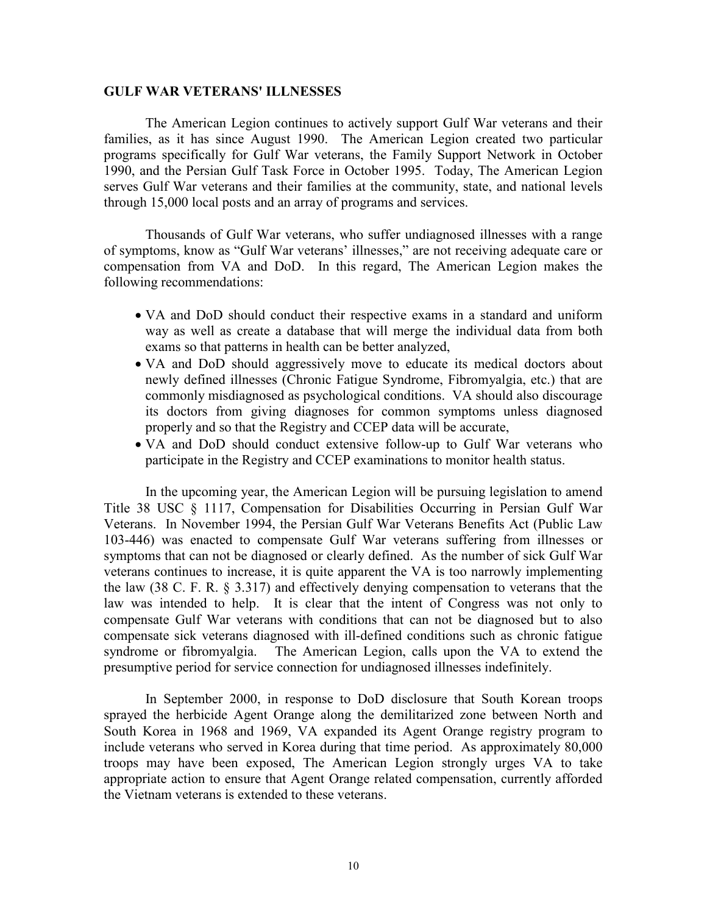**GULF WAR VETERANS' ILLNESSES**

The American Legion continues to actively support Gulf War veterans and their families, as it has since August 1990. The American Legion created two particular programs specifically for Gulf War veterans, the Family Support Network in October 1990, and the Persian Gulf Task Force in October 1995. Today, The American Legion serves Gulf War veterans and their families at the community, state, and national levels through 15,000 local posts and an array of programs and services.

Thousands of Gulf War veterans, who suffer undiagnosed illnesses with a range of symptoms, know as "Gulf War veterans' illnesses," are not receiving adequate care or compensation from VA and DoD. In this regard, The American Legion makes the following recommendations:

- VA and DoD should conduct their respective exams in a standard and uniform way as well as create a database that will merge the individual data from both exams so that patterns in health can be better analyzed,
- VA and DoD should aggressively move to educate its medical doctors about newly defined illnesses (Chronic Fatigue Syndrome, Fibromyalgia, etc.) that are commonly misdiagnosed as psychological conditions. VA should also discourage its doctors from giving diagnoses for common symptoms unless diagnosed properly and so that the Registry and CCEP data will be accurate,
- VA and DoD should conduct extensive follow-up to Gulf War veterans who participate in the Registry and CCEP examinations to monitor health status.

In the upcoming year, the American Legion will be pursuing legislation to amend Title 38 USC § 1117, Compensation for Disabilities Occurring in Persian Gulf War Veterans. In November 1994, the Persian Gulf War Veterans Benefits Act (Public Law 103-446) was enacted to compensate Gulf War veterans suffering from illnesses or symptoms that can not be diagnosed or clearly defined. As the number of sick Gulf War veterans continues to increase, it is quite apparent the VA is too narrowly implementing the law (38 C. F. R. § 3.317) and effectively denying compensation to veterans that the law was intended to help. It is clear that the intent of Congress was not only to compensate Gulf War veterans with conditions that can not be diagnosed but to also compensate sick veterans diagnosed with ill-defined conditions such as chronic fatigue syndrome or fibromyalgia. The American Legion, calls upon the VA to extend the presumptive period for service connection for undiagnosed illnesses indefinitely.

In September 2000, in response to DoD disclosure that South Korean troops sprayed the herbicide Agent Orange along the demilitarized zone between North and South Korea in 1968 and 1969, VA expanded its Agent Orange registry program to include veterans who served in Korea during that time period. As approximately 80,000 troops may have been exposed, The American Legion strongly urges VA to take appropriate action to ensure that Agent Orange related compensation, currently afforded the Vietnam veterans is extended to these veterans.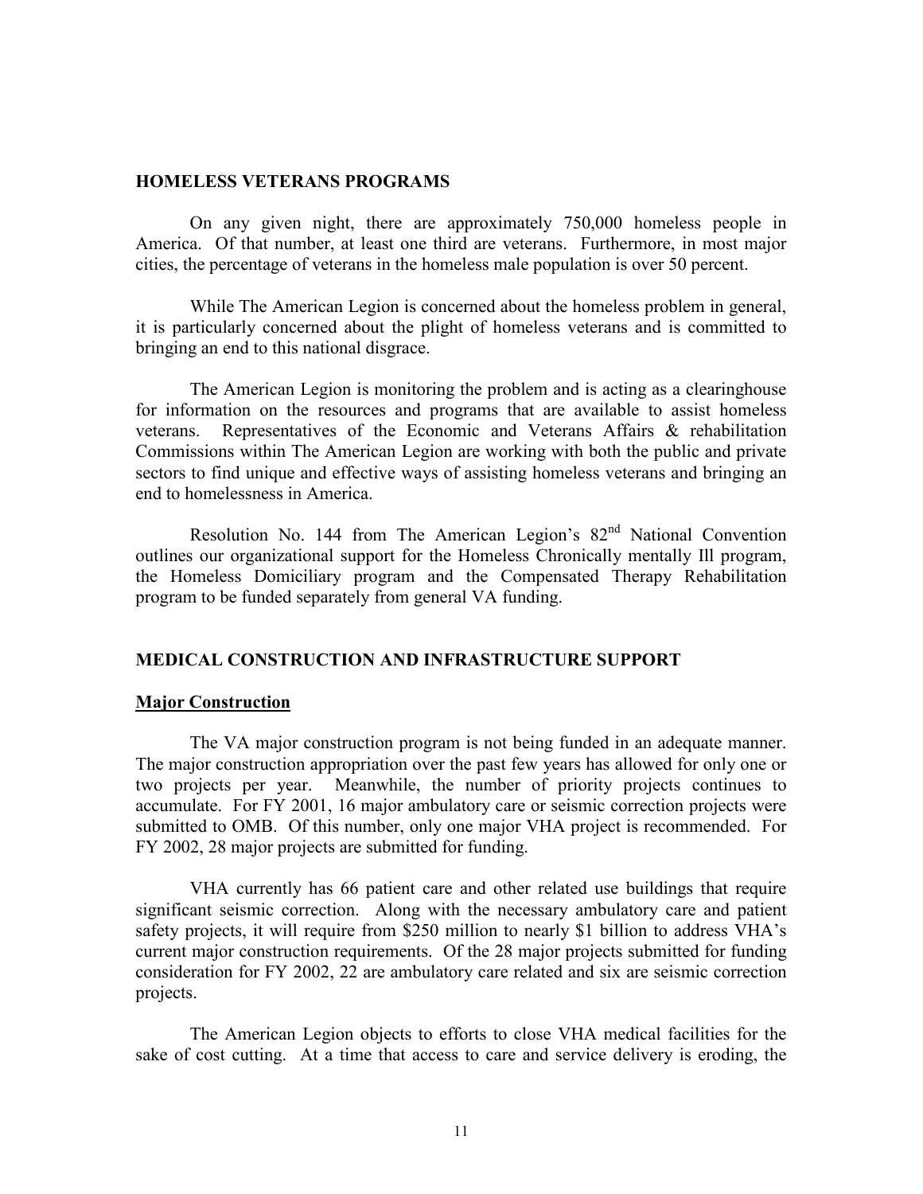## HOMELESS VETERANS PROGRAMS

On any given night, there are approximately 750,000 homeless people in America. Of that number, at least one third are veterans. Furthermore, in most major cities, the percentage of veterans in the homeless male population is over 50 percent.

While The American Legion is concerned about the homeless problem in general, it is particularly concerned about the plight of homeless veterans and is committed to bringing an end to this national disgrace.

The American Legion is monitoring the problem and is acting as a clearinghouse for information on the resources and programs that are available to assist homeless veterans. Representatives of the Economic and Veterans Affairs & rehabilitation Commissions within The American Legion are working with both the public and private sectors to find unique and effective ways of assisting homeless veterans and bringing an end to homelessness in America.

Resolution No. 144 from The American Legion's 82nd National Convention outlines our organizational support for the Homeless Chronically mentally Ill program, the Homeless Domiciliary program and the Compensated Therapy Rehabilitation program to be funded separately from general VA funding.

## MEDICAL CONSTRUCTION AND INFRASTRUCTURE SUPPORT

### Major Construction

The VA major construction program is not being funded in an adequate manner. The major construction appropriation over the past few years has allowed for only one or two projects per year. Meanwhile, the number of priority projects continues to accumulate. For FY 2001, 16 major ambulatory care or seismic correction projects were submitted to OMB. Of this number, only one major VHA project is recommended. For FY 2002, 28 major projects are submitted for funding.

VHA currently has 66 patient care and other related use buildings that require significant seismic correction. Along with the necessary ambulatory care and patient safety projects, it will require from $250 million to nearly $1 billion to address VHA's current major construction requirements. Of the 28 major projects submitted for funding consideration for FY 2002, 22 are ambulatory care related and six are seismic correction projects.

The American Legion objects to efforts to close VHA medical facilities for the sake of cost cutting. At a time that access to care and service delivery is eroding, the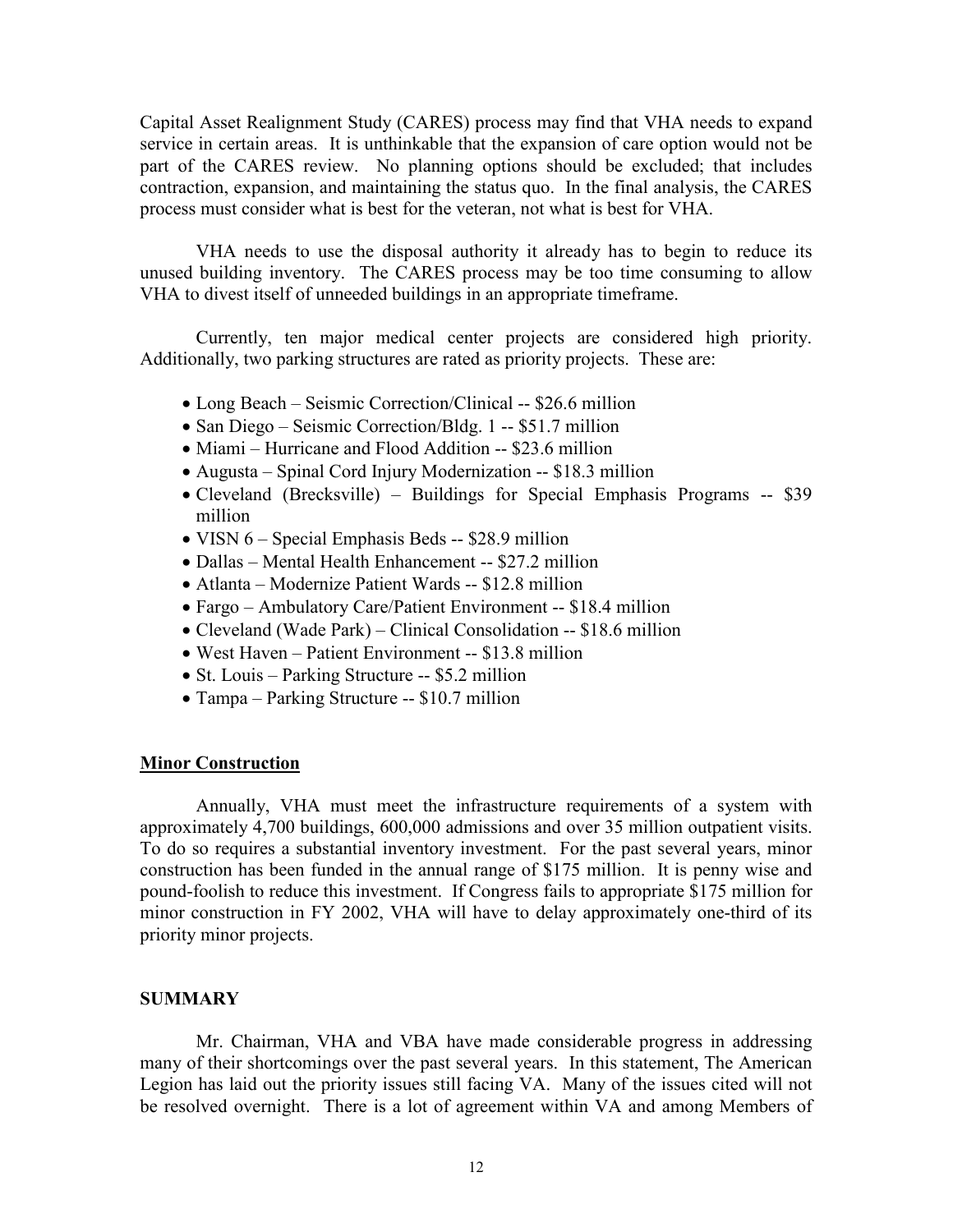Capital Asset Realignment Study (CARES) process may find that VHA needs to expand service in certain areas. It is unthinkable that the expansion of care option would not be part of the CARES review. No planning options should be excluded; that includes contraction, expansion, and maintaining the status quo. In the final analysis, the CARES process must consider what is best for the veteran, not what is best for VHA.

VHA needs to use the disposal authority it already has to begin to reduce its unused building inventory. The CARES process may be too time consuming to allow VHA to divest itself of unneeded buildings in an appropriate timeframe.

Currently, ten major medical center projects are considered high priority. Additionally, two parking structures are rated as priority projects. These are:

- Long Beach – Seismic Correction/Clinical -- $26.6 million
- San Diego – Seismic Correction/Bldg. 1 -- $51.7 million
- Miami – Hurricane and Flood Addition -- $23.6 million
- Augusta – Spinal Cord Injury Modernization -- $18.3 million
- Cleveland (Brecksville) – Buildings for Special Emphasis Programs -- $39 million
- VISN 6 – Special Emphasis Beds -- $28.9 million
- Dallas – Mental Health Enhancement -- $27.2 million
- Atlanta – Modernize Patient Wards -- $12.8 million
- Fargo – Ambulatory Care/Patient Environment -- $18.4 million
- Cleveland (Wade Park) – Clinical Consolidation -- $18.6 million
- West Haven – Patient Environment -- $13.8 million
- St. Louis – Parking Structure -- $5.2 million
- Tampa – Parking Structure -- $10.7 million

## Minor Construction

Annually, VHA must meet the infrastructure requirements of a system with approximately 4,700 buildings, 600,000 admissions and over 35 million outpatient visits. To do so requires a substantial inventory investment. For the past several years, minor construction has been funded in the annual range of $175 million. It is penny wise and pound-foolish to reduce this investment. If Congress fails to appropriate $175 million for minor construction in FY 2002, VHA will have to delay approximately one-third of its priority minor projects.

## SUMMARY

Mr. Chairman, VHA and VBA have made considerable progress in addressing many of their shortcomings over the past several years. In this statement, The American Legion has laid out the priority issues still facing VA. Many of the issues cited will not be resolved overnight. There is a lot of agreement within VA and among Members of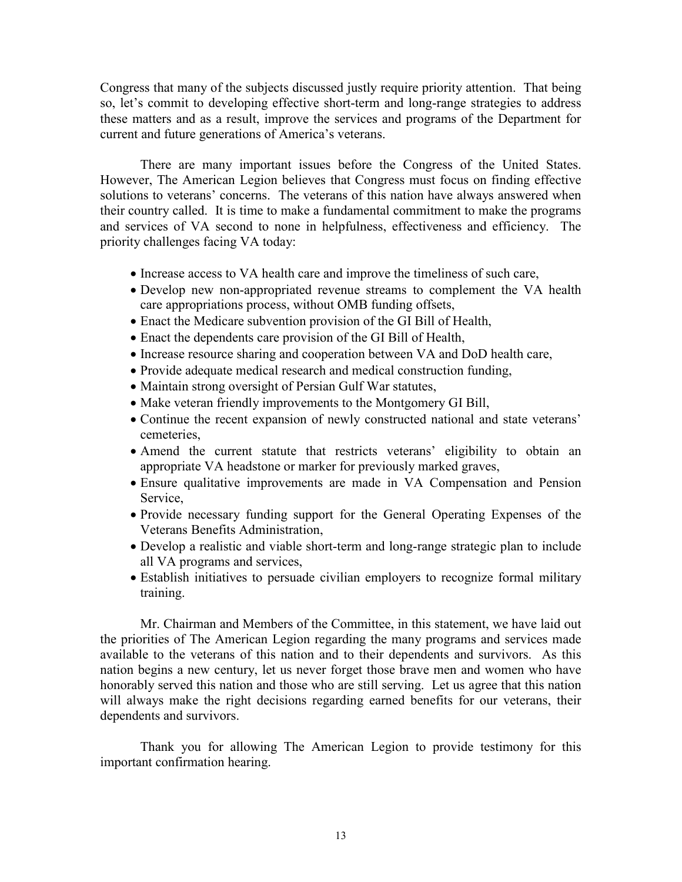Congress that many of the subjects discussed justly require priority attention. That being so, let's commit to developing effective short-term and long-range strategies to address these matters and as a result, improve the services and programs of the Department for current and future generations of America's veterans.

There are many important issues before the Congress of the United States. However, The American Legion believes that Congress must focus on finding effective solutions to veterans' concerns. The veterans of this nation have always answered when their country called. It is time to make a fundamental commitment to make the programs and services of VA second to none in helpfulness, effectiveness and efficiency. The priority challenges facing VA today:

- Increase access to VA health care and improve the timeliness of such care,
- Develop new non-appropriated revenue streams to complement the VA health care appropriations process, without OMB funding offsets,
- Enact the Medicare subvention provision of the GI Bill of Health,
- Enact the dependents care provision of the GI Bill of Health,
- Increase resource sharing and cooperation between VA and DoD health care,
- Provide adequate medical research and medical construction funding,
- Maintain strong oversight of Persian Gulf War statutes,
- Make veteran friendly improvements to the Montgomery GI Bill,
- Continue the recent expansion of newly constructed national and state veterans' cemeteries,
- Amend the current statute that restricts veterans' eligibility to obtain an appropriate VA headstone or marker for previously marked graves,
- Ensure qualitative improvements are made in VA Compensation and Pension Service,
- Provide necessary funding support for the General Operating Expenses of the Veterans Benefits Administration,
- Develop a realistic and viable short-term and long-range strategic plan to include all VA programs and services,
- Establish initiatives to persuade civilian employers to recognize formal military training.

Mr. Chairman and Members of the Committee, in this statement, we have laid out the priorities of The American Legion regarding the many programs and services made available to the veterans of this nation and to their dependents and survivors. As this nation begins a new century, let us never forget those brave men and women who have honorably served this nation and those who are still serving. Let us agree that this nation will always make the right decisions regarding earned benefits for our veterans, their dependents and survivors.

Thank you for allowing The American Legion to provide testimony for this important confirmation hearing.